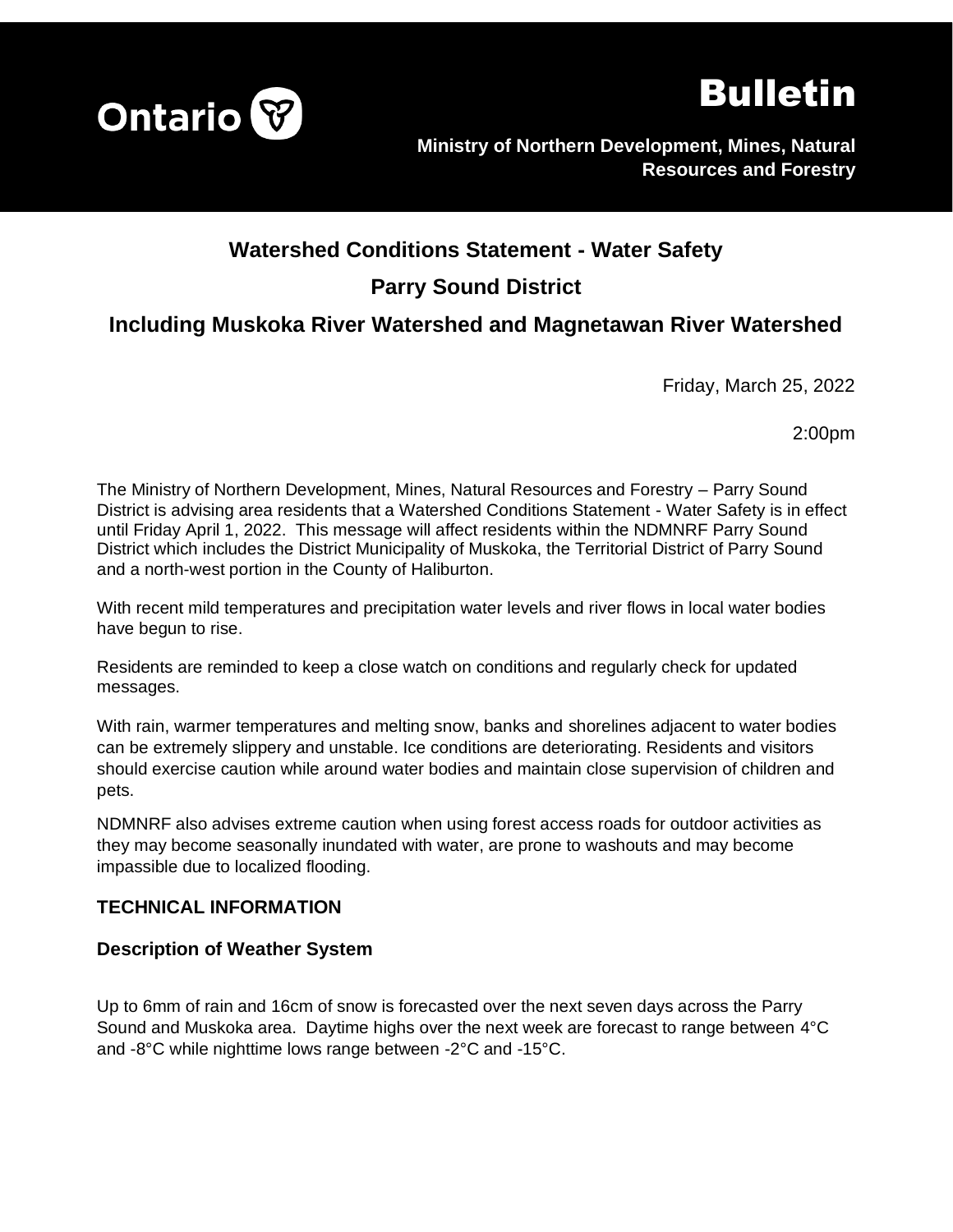Ontario

# Bulletin

**Ministry of Northern Development, Mines, Natural Resources and Forestry**

## Watershed Conditions Statement - Water Safety

## Parry Sound District

## Including Muskoka River Watershed and Magnetawan River Watershed

Friday, March 25, 2022

2:00pm

The Ministry of Northern Development, Mines, Natural Resources and Forestry – Parry Sound District is advising area residents that a Watershed Conditions Statement - Water Safety is in effect until Friday April 1, 2022. This message will affect residents within the NDMNRF Parry Sound District which includes the District Municipality of Muskoka, the Territorial District of Parry Sound and a north-west portion in the County of Haliburton.

With recent mild temperatures and precipitation water levels and river flows in local water bodies have begun to rise.

Residents are reminded to keep a close watch on conditions and regularly check for updated messages.

With rain, warmer temperatures and melting snow, banks and shorelines adjacent to water bodies can be extremely slippery and unstable. Ice conditions are deteriorating. Residents and visitors should exercise caution while around water bodies and maintain close supervision of children and pets.

NDMNRF also advises extreme caution when using forest access roads for outdoor activities as they may become seasonally inundated with water, are prone to washouts and may become impassible due to localized flooding.

### TECHNICAL INFORMATION

### Description of Weather System

Up to 6mm of rain and 16cm of snow is forecasted over the next seven days across the Parry Sound and Muskoka area. Daytime highs over the next week are forecast to range between 4°C and -8°C while nighttime lows range between -2°C and -15°C.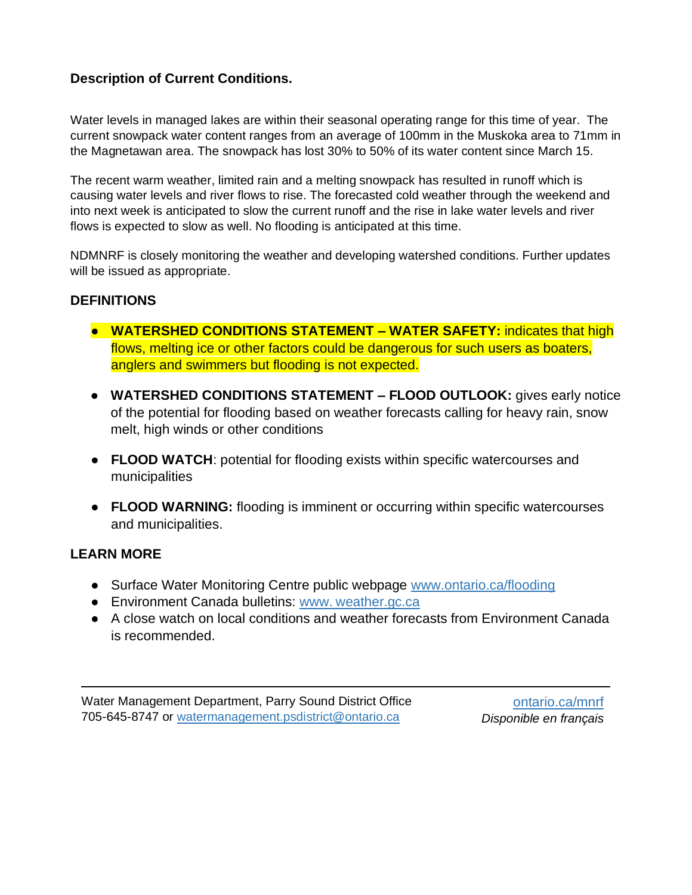**Description of Current Conditions.**

Water levels in managed lakes are within their seasonal operating range for this time of year. The current snowpack water content ranges from an average of 100mm in the Muskoka area to 71mm in the Magnetawan area. The snowpack has lost 30% to 50% of its water content since March 15.

The recent warm weather, limited rain and a melting snowpack has resulted in runoff which is causing water levels and river flows to rise. The forecasted cold weather through the weekend and into next week is anticipated to slow the current runoff and the rise in lake water levels and river flows is expected to slow as well. No flooding is anticipated at this time.

NDMNRF is closely monitoring the weather and developing watershed conditions. Further updates will be issued as appropriate.

## DEFINITIONS

- **WATERSHED CONDITIONS STATEMENT – WATER SAFETY:** indicates that high flows, melting ice or other factors could be dangerous for such users as boaters, anglers and swimmers but flooding is not expected.
- **WATERSHED CONDITIONS STATEMENT – FLOOD OUTLOOK:** gives early notice of the potential for flooding based on weather forecasts calling for heavy rain, snow melt, high winds or other conditions
- **FLOOD WATCH**: potential for flooding exists within specific watercourses and municipalities
- **FLOOD WARNING:** flooding is imminent or occurring within specific watercourses and municipalities.

## LEARN MORE

- Surface Water Monitoring Centre public webpage www.ontario.ca/flooding
- Environment Canada bulletins: www. weather.gc.ca
- A close watch on local conditions and weather forecasts from Environment Canada is recommended.

---

Water Management Department, Parry Sound District Office
705-645-8747 or watermanagement.psdistrict@ontario.ca

ontario.ca/mnrf
*Disponible en français*